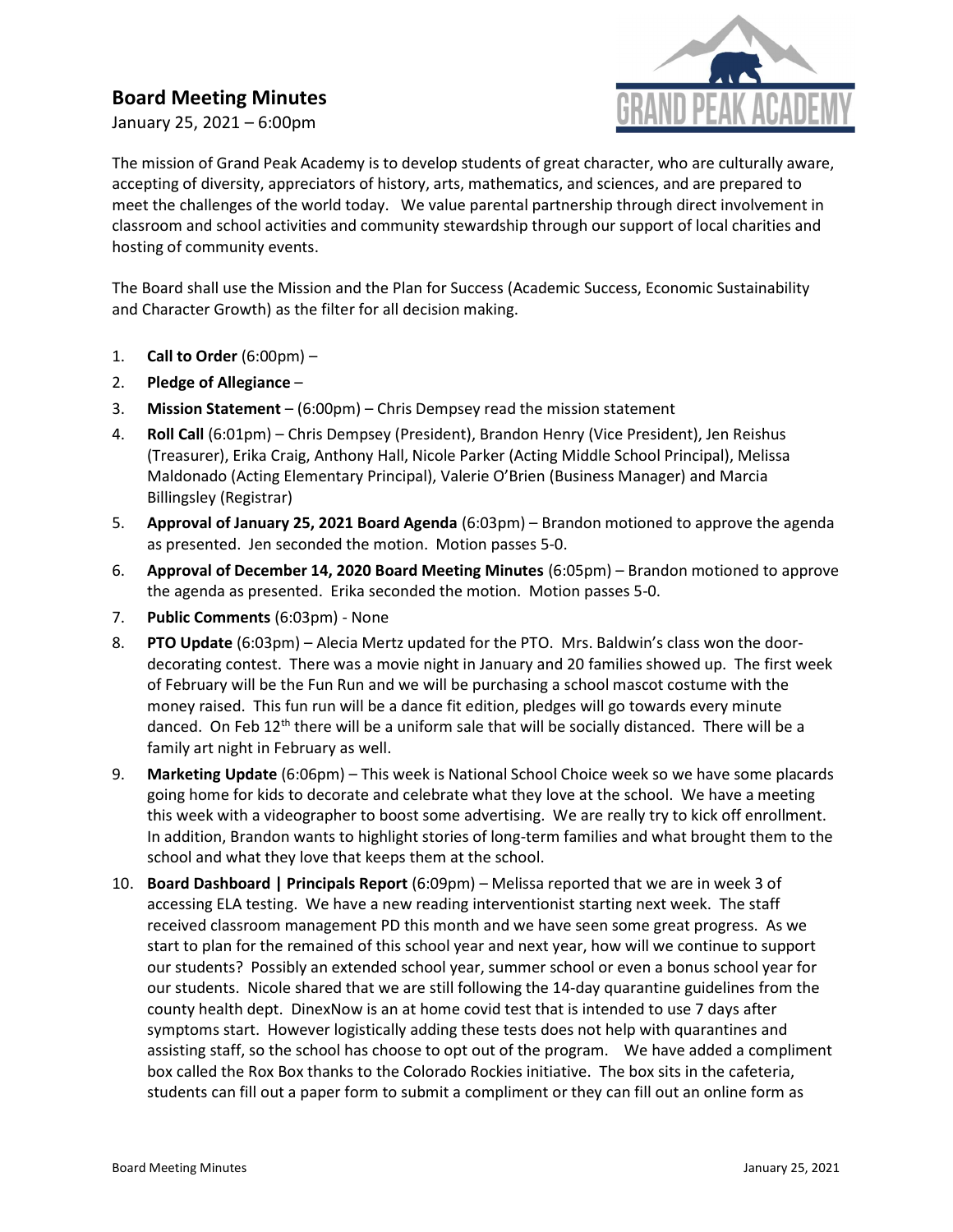# Board Meeting Minutes

January 25, 2021 – 6:00pm

The mission of Grand Peak Academy is to develop students of great character, who are culturally aware, accepting of diversity, appreciators of history, arts, mathematics, and sciences, and are prepared to meet the challenges of the world today. We value parental partnership through direct involvement in classroom and school activities and community stewardship through our support of local charities and hosting of community events.

The Board shall use the Mission and the Plan for Success (Academic Success, Economic Sustainability and Character Growth) as the filter for all decision making.

1. **Call to Order** (6:00pm) –
2. **Pledge of Allegiance** –
3. **Mission Statement** – (6:00pm) – Chris Dempsey read the mission statement
4. **Roll Call** (6:01pm) – Chris Dempsey (President), Brandon Henry (Vice President), Jen Reishus (Treasurer), Erika Craig, Anthony Hall, Nicole Parker (Acting Middle School Principal), Melissa Maldonado (Acting Elementary Principal), Valerie O'Brien (Business Manager) and Marcia Billingsley (Registrar)
5. **Approval of January 25, 2021 Board Agenda** (6:03pm) – Brandon motioned to approve the agenda as presented. Jen seconded the motion. Motion passes 5-0.
6. **Approval of December 14, 2020 Board Meeting Minutes** (6:05pm) – Brandon motioned to approve the agenda as presented. Erika seconded the motion. Motion passes 5-0.
7. **Public Comments** (6:03pm) - None
8. **PTO Update** (6:03pm) – Alecia Mertz updated for the PTO. Mrs. Baldwin's class won the door-decorating contest. There was a movie night in January and 20 families showed up. The first week of February will be the Fun Run and we will be purchasing a school mascot costume with the money raised. This fun run will be a dance fit edition, pledges will go towards every minute danced. On Feb 12th there will be a uniform sale that will be socially distanced. There will be a family art night in February as well.
9. **Marketing Update** (6:06pm) – This week is National School Choice week so we have some placards going home for kids to decorate and celebrate what they love at the school. We have a meeting this week with a videographer to boost some advertising. We are really try to kick off enrollment. In addition, Brandon wants to highlight stories of long-term families and what brought them to the school and what they love that keeps them at the school.
10. **Board Dashboard | Principals Report** (6:09pm) – Melissa reported that we are in week 3 of accessing ELA testing. We have a new reading interventionist starting next week. The staff received classroom management PD this month and we have seen some great progress. As we start to plan for the remained of this school year and next year, how will we continue to support our students? Possibly an extended school year, summer school or even a bonus school year for our students. Nicole shared that we are still following the 14-day quarantine guidelines from the county health dept. DinexNow is an at home covid test that is intended to use 7 days after symptoms start. However logistically adding these tests does not help with quarantines and assisting staff, so the school has choose to opt out of the program. We have added a compliment box called the Rox Box thanks to the Colorado Rockies initiative. The box sits in the cafeteria, students can fill out a paper form to submit a compliment or they can fill out an online form as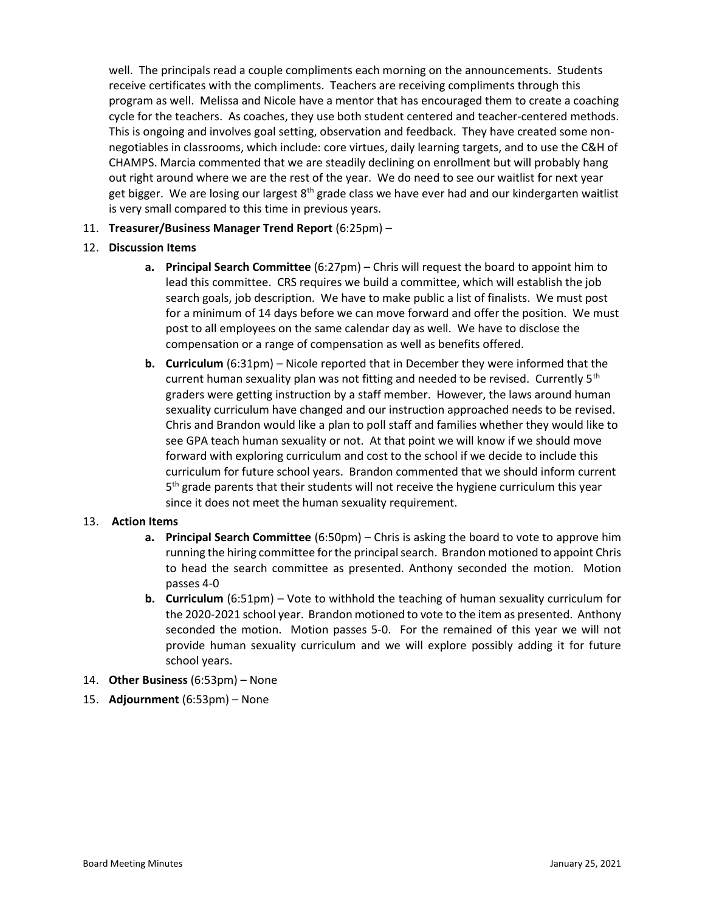well. The principals read a couple compliments each morning on the announcements. Students receive certificates with the compliments. Teachers are receiving compliments through this program as well. Melissa and Nicole have a mentor that has encouraged them to create a coaching cycle for the teachers. As coaches, they use both student centered and teacher-centered methods. This is ongoing and involves goal setting, observation and feedback. They have created some non-negotiables in classrooms, which include: core virtues, daily learning targets, and to use the C&H of CHAMPS. Marcia commented that we are steadily declining on enrollment but will probably hang out right around where we are the rest of the year. We do need to see our waitlist for next year get bigger. We are losing our largest 8th grade class we have ever had and our kindergarten waitlist is very small compared to this time in previous years.

11. **Treasurer/Business Manager Trend Report** (6:25pm) –
12. **Discussion Items**
    - **a. Principal Search Committee** (6:27pm) – Chris will request the board to appoint him to lead this committee. CRS requires we build a committee, which will establish the job search goals, job description. We have to make public a list of finalists. We must post for a minimum of 14 days before we can move forward and offer the position. We must post to all employees on the same calendar day as well. We have to disclose the compensation or a range of compensation as well as benefits offered.
    - **b. Curriculum** (6:31pm) – Nicole reported that in December they were informed that the current human sexuality plan was not fitting and needed to be revised. Currently 5th graders were getting instruction by a staff member. However, the laws around human sexuality curriculum have changed and our instruction approached needs to be revised. Chris and Brandon would like a plan to poll staff and families whether they would like to see GPA teach human sexuality or not. At that point we will know if we should move forward with exploring curriculum and cost to the school if we decide to include this curriculum for future school years. Brandon commented that we should inform current 5th grade parents that their students will not receive the hygiene curriculum this year since it does not meet the human sexuality requirement.
13. **Action Items**
    - **a. Principal Search Committee** (6:50pm) – Chris is asking the board to vote to approve him running the hiring committee for the principal search. Brandon motioned to appoint Chris to head the search committee as presented. Anthony seconded the motion. Motion passes 4-0
    - **b. Curriculum** (6:51pm) – Vote to withhold the teaching of human sexuality curriculum for the 2020-2021 school year. Brandon motioned to vote to the item as presented. Anthony seconded the motion. Motion passes 5-0. For the remained of this year we will not provide human sexuality curriculum and we will explore possibly adding it for future school years.
14. **Other Business** (6:53pm) – None
15. **Adjournment** (6:53pm) – None